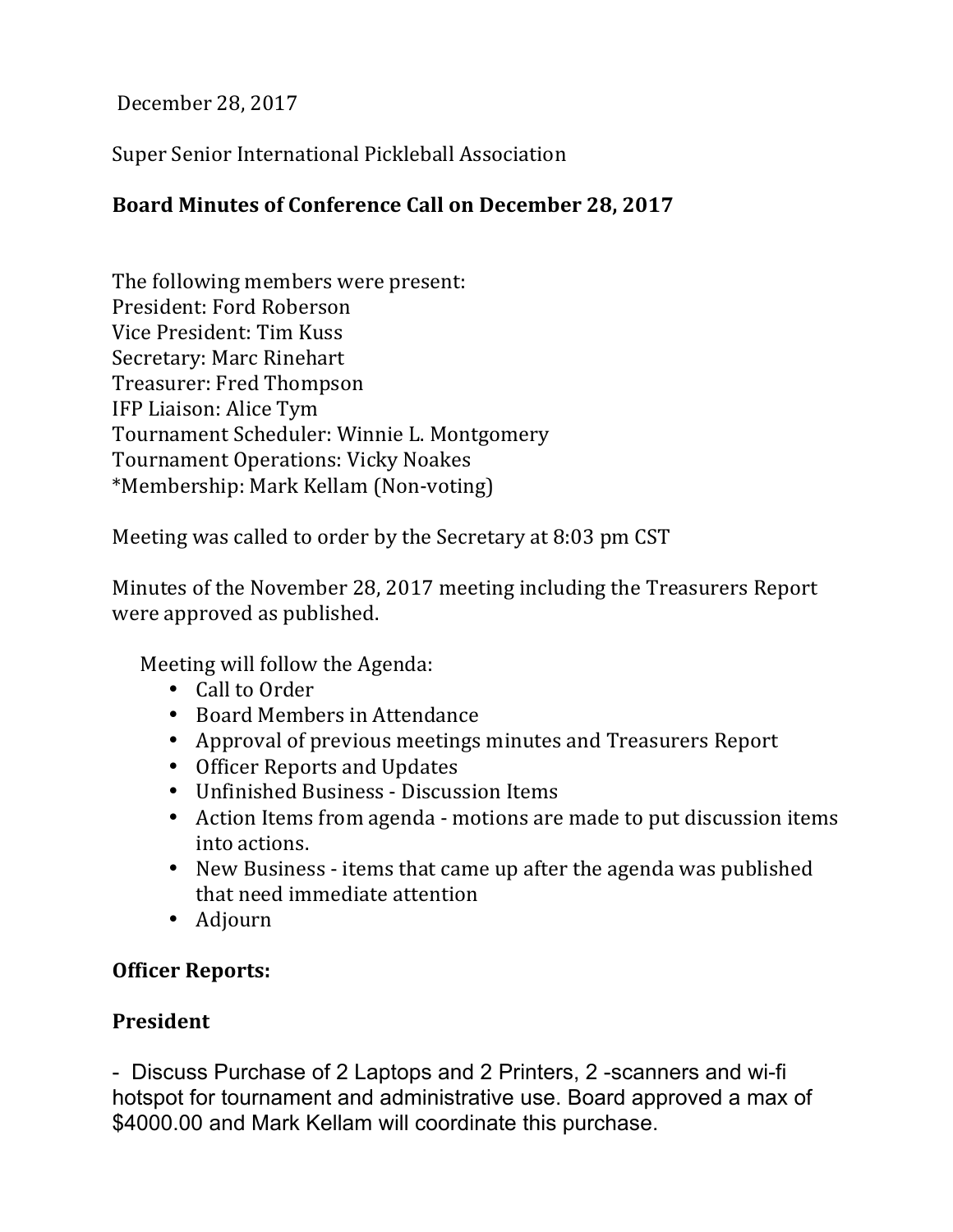December 28, 2017

Super Senior International Pickleball Association

**Board Minutes of Conference Call on December 28, 2017**

The following members were present:
President: Ford Roberson
Vice President: Tim Kuss
Secretary: Marc Rinehart
Treasurer: Fred Thompson
IFP Liaison: Alice Tym
Tournament Scheduler: Winnie L. Montgomery
Tournament Operations: Vicky Noakes
*Membership: Mark Kellam (Non-voting)

Meeting was called to order by the Secretary at 8:03 pm CST

Minutes of the November 28, 2017 meeting including the Treasurers Report were approved as published.

Meeting will follow the Agenda:

- Call to Order
- Board Members in Attendance
- Approval of previous meetings minutes and Treasurers Report
- Officer Reports and Updates
- Unfinished Business - Discussion Items
- Action Items from agenda - motions are made to put discussion items into actions.
- New Business - items that came up after the agenda was published that need immediate attention
- Adjourn

**Officer Reports:**

**President**

- Discuss Purchase of 2 Laptops and 2 Printers, 2 -scanners and wi-fi hotspot for tournament and administrative use. Board approved a max of $4000.00 and Mark Kellam will coordinate this purchase.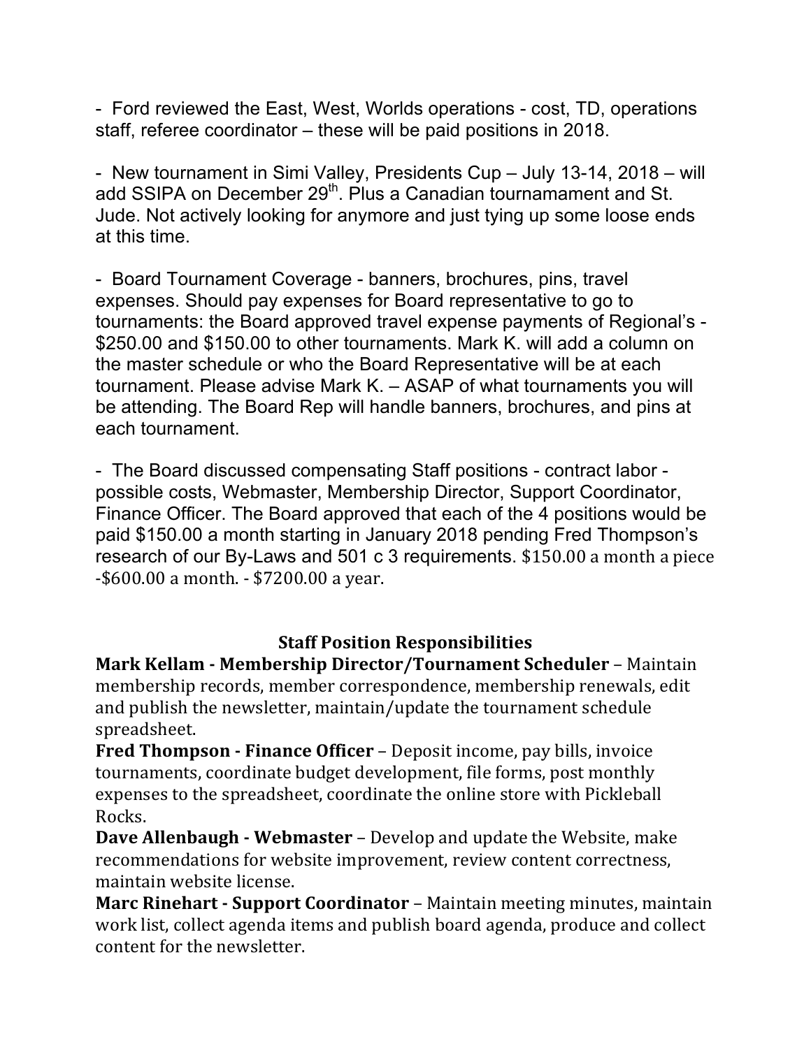- Ford reviewed the East, West, Worlds operations - cost, TD, operations staff, referee coordinator – these will be paid positions in 2018.

- New tournament in Simi Valley, Presidents Cup – July 13-14, 2018 – will add SSIPA on December 29th. Plus a Canadian tournamament and St. Jude. Not actively looking for anymore and just tying up some loose ends at this time.

- Board Tournament Coverage - banners, brochures, pins, travel expenses. Should pay expenses for Board representative to go to tournaments: the Board approved travel expense payments of Regional's - $250.00 and $150.00 to other tournaments. Mark K. will add a column on the master schedule or who the Board Representative will be at each tournament. Please advise Mark K. – ASAP of what tournaments you will be attending. The Board Rep will handle banners, brochures, and pins at each tournament.

- The Board discussed compensating Staff positions - contract labor - possible costs, Webmaster, Membership Director, Support Coordinator, Finance Officer. The Board approved that each of the 4 positions would be paid $150.00 a month starting in January 2018 pending Fred Thompson's research of our By-Laws and 501 c 3 requirements. $150.00 a month a piece -$600.00 a month. - $7200.00 a year.

## Staff Position Responsibilities

**Mark Kellam - Membership Director/Tournament Scheduler** – Maintain membership records, member correspondence, membership renewals, edit and publish the newsletter, maintain/update the tournament schedule spreadsheet.

**Fred Thompson - Finance Officer** – Deposit income, pay bills, invoice tournaments, coordinate budget development, file forms, post monthly expenses to the spreadsheet, coordinate the online store with Pickleball Rocks.

**Dave Allenbaugh - Webmaster** – Develop and update the Website, make recommendations for website improvement, review content correctness, maintain website license.

**Marc Rinehart - Support Coordinator** – Maintain meeting minutes, maintain work list, collect agenda items and publish board agenda, produce and collect content for the newsletter.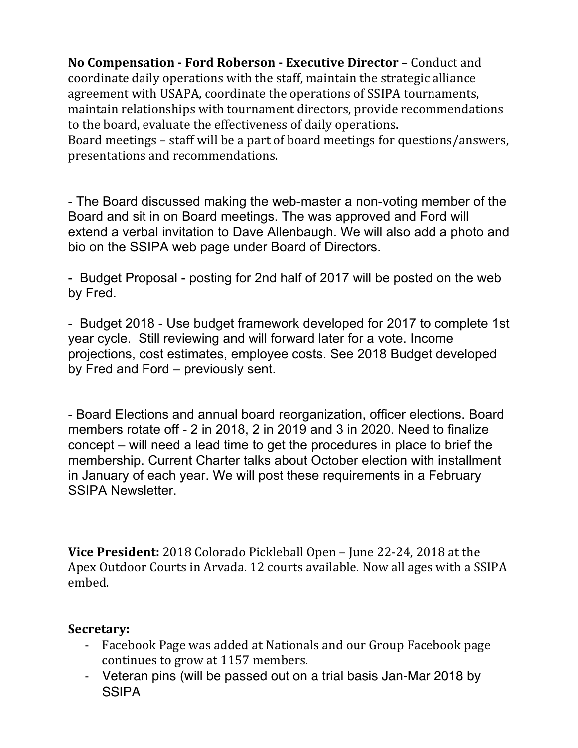**No Compensation - Ford Roberson - Executive Director** – Conduct and coordinate daily operations with the staff, maintain the strategic alliance agreement with USAPA, coordinate the operations of SSIPA tournaments, maintain relationships with tournament directors, provide recommendations to the board, evaluate the effectiveness of daily operations.
Board meetings – staff will be a part of board meetings for questions/answers, presentations and recommendations.

- The Board discussed making the web-master a non-voting member of the Board and sit in on Board meetings. The was approved and Ford will extend a verbal invitation to Dave Allenbaugh. We will also add a photo and bio on the SSIPA web page under Board of Directors.

- Budget Proposal - posting for 2nd half of 2017 will be posted on the web by Fred.

- Budget 2018 - Use budget framework developed for 2017 to complete 1st year cycle. Still reviewing and will forward later for a vote. Income projections, cost estimates, employee costs. See 2018 Budget developed by Fred and Ford – previously sent.

- Board Elections and annual board reorganization, officer elections. Board members rotate off - 2 in 2018, 2 in 2019 and 3 in 2020. Need to finalize concept – will need a lead time to get the procedures in place to brief the membership. Current Charter talks about October election with installment in January of each year. We will post these requirements in a February SSIPA Newsletter.

**Vice President:** 2018 Colorado Pickleball Open – June 22-24, 2018 at the Apex Outdoor Courts in Arvada. 12 courts available. Now all ages with a SSIPA embed.

**Secretary:**

- Facebook Page was added at Nationals and our Group Facebook page continues to grow at 1157 members.
- Veteran pins (will be passed out on a trial basis Jan-Mar 2018 by SSIPA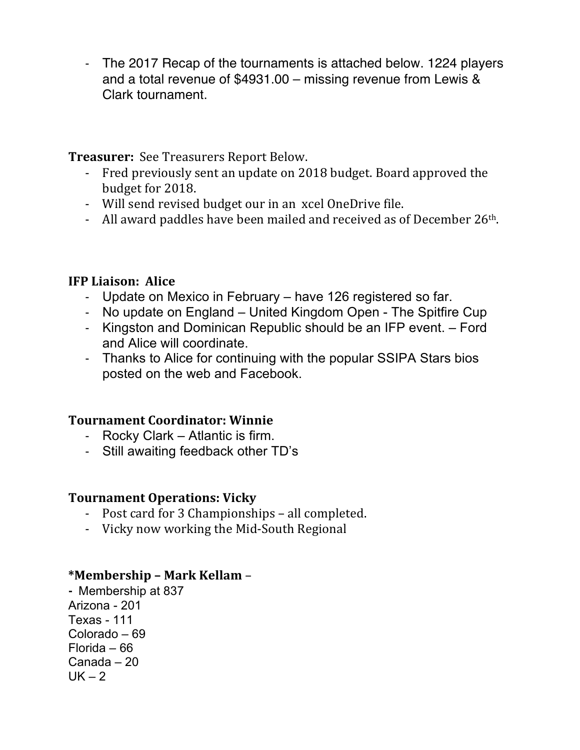- The 2017 Recap of the tournaments is attached below. 1224 players and a total revenue of $4931.00 – missing revenue from Lewis & Clark tournament.

**Treasurer:** See Treasurers Report Below.

- Fred previously sent an update on 2018 budget. Board approved the budget for 2018.
- Will send revised budget our in an xcel OneDrive file.
- All award paddles have been mailed and received as of December 26th.

**IFP Liaison: Alice**

- Update on Mexico in February – have 126 registered so far.
- No update on England – United Kingdom Open - The Spitfire Cup
- Kingston and Dominican Republic should be an IFP event. – Ford and Alice will coordinate.
- Thanks to Alice for continuing with the popular SSIPA Stars bios posted on the web and Facebook.

**Tournament Coordinator: Winnie**

- Rocky Clark – Atlantic is firm.
- Still awaiting feedback other TD's

**Tournament Operations: Vicky**

- Post card for 3 Championships – all completed.
- Vicky now working the Mid-South Regional

**\*Membership – Mark Kellam** –

- Membership at 837

Arizona - 201
Texas - 111
Colorado – 69
Florida – 66
Canada – 20
UK – 2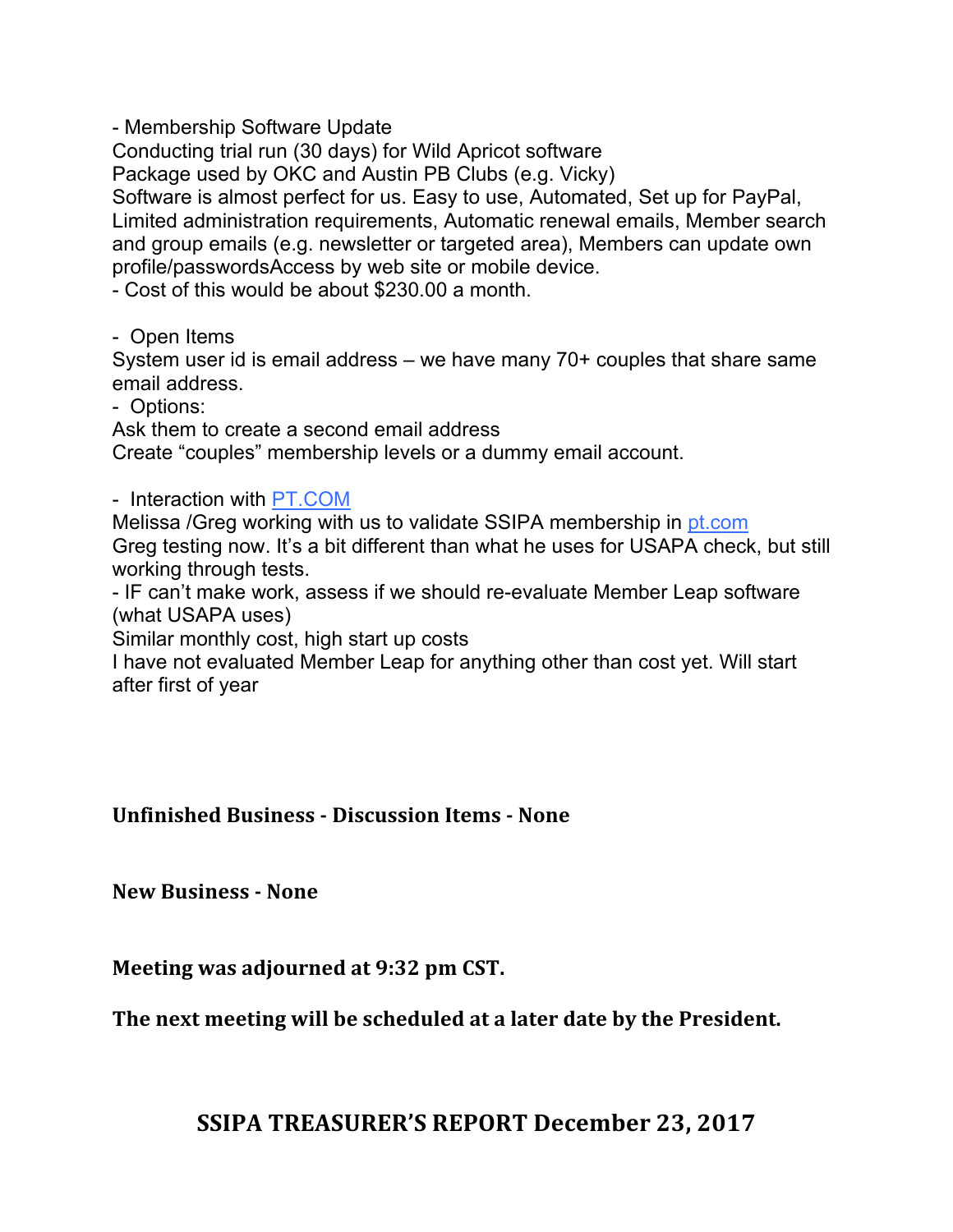- Membership Software Update
Conducting trial run (30 days) for Wild Apricot software
Package used by OKC and Austin PB Clubs (e.g. Vicky)
Software is almost perfect for us. Easy to use, Automated, Set up for PayPal, Limited administration requirements, Automatic renewal emails, Member search and group emails (e.g. newsletter or targeted area), Members can update own profile/passwordsAccess by web site or mobile device.
- Cost of this would be about $230.00 a month.

- Open Items
System user id is email address – we have many 70+ couples that share same email address.
- Options:
Ask them to create a second email address
Create "couples" membership levels or a dummy email account.

- Interaction with [PT.COM](PT.COM)
Melissa /Greg working with us to validate SSIPA membership in [pt.com](pt.com)
Greg testing now. It's a bit different than what he uses for USAPA check, but still working through tests.
- IF can't make work, assess if we should re-evaluate Member Leap software (what USAPA uses)
Similar monthly cost, high start up costs
I have not evaluated Member Leap for anything other than cost yet. Will start after first of year

**Unfinished Business - Discussion Items - None**

**New Business - None**

**Meeting was adjourned at 9:32 pm CST.**

**The next meeting will be scheduled at a later date by the President.**

## SSIPA TREASURER'S REPORT December 23, 2017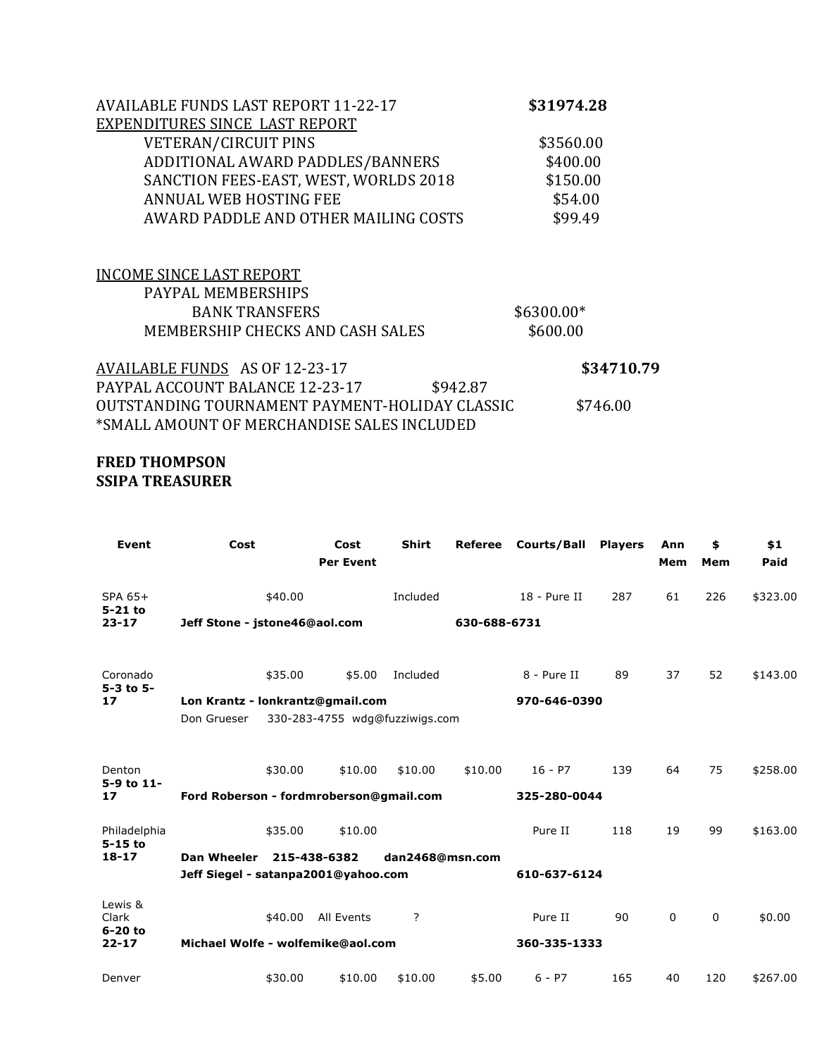AVAILABLE FUNDS LAST REPORT 11-22-17 **$31974.28**

EXPENDITURES SINCE LAST REPORT

| | |
|---|---|
| VETERAN/CIRCUIT PINS | $3560.00 |
| ADDITIONAL AWARD PADDLES/BANNERS | $400.00 |
| SANCTION FEES-EAST, WEST, WORLDS 2018 | $150.00 |
| ANNUAL WEB HOSTING FEE | $54.00 |
| AWARD PADDLE AND OTHER MAILING COSTS | $99.49 |

INCOME SINCE LAST REPORT

| | |
|---|---|
| PAYPAL MEMBERSHIPS | |
| BANK TRANSFERS | $6300.00* |
| MEMBERSHIP CHECKS AND CASH SALES | $600.00 |

AVAILABLE FUNDS AS OF 12-23-17 **$34710.79**

PAYPAL ACCOUNT BALANCE 12-23-17 $942.87

OUTSTANDING TOURNAMENT PAYMENT-HOLIDAY CLASSIC $746.00

*SMALL AMOUNT OF MERCHANDISE SALES INCLUDED

**FRED THOMPSON**
**SSIPA TREASURER**

| Event | Cost | Cost Per Event | Shirt | Referee | Courts/Ball | Players | Ann Mem | $ Mem | $1 Paid |
|---|---|---|---|---|---|---|---|---|---|
| SPA 65+ **5-21 to 23-17** | $40.00 | | Included | | 18 - Pure II | 287 | 61 | 226 | $323.00 |
| | **Jeff Stone - jstone46@aol.com** | | | **630-688-6731** | | | | | |
| Coronado **5-3 to 5-17** | $35.00 | $5.00 | Included | | 8 - Pure II | 89 | 37 | 52 | $143.00 |
| | **Lon Krantz - lonkrantz@gmail.com** | | | | **970-646-0390** | | | | |
| | Don Grueser 330-283-4755 wdg@fuzziwigs.com | | | | | | | | |
| Denton **5-9 to 11-17** | $30.00 | $10.00 | $10.00 | $10.00 | 16 - P7 | 139 | 64 | 75 | $258.00 |
| | **Ford Roberson - fordmroberson@gmail.com** | | | | **325-280-0044** | | | | |
| Philadelphia **5-15 to 18-17** | $35.00 | $10.00 | | | Pure II | 118 | 19 | 99 | $163.00 |
| | **Dan Wheeler 215-438-6382** | | **dan2468@msn.com** | | | | | | |
| | **Jeff Siegel - satanpa2001@yahoo.com** | | | | **610-637-6124** | | | | |
| Lewis & Clark **6-20 to 22-17** | $40.00 | All Events | ? | | Pure II | 90 | 0 | 0 | $0.00 |
| | **Michael Wolfe - wolfemike@aol.com** | | | | **360-335-1333** | | | | |
| Denver | $30.00 | $10.00 | $10.00 | $5.00 | 6 - P7 | 165 | 40 | 120 | $267.00 |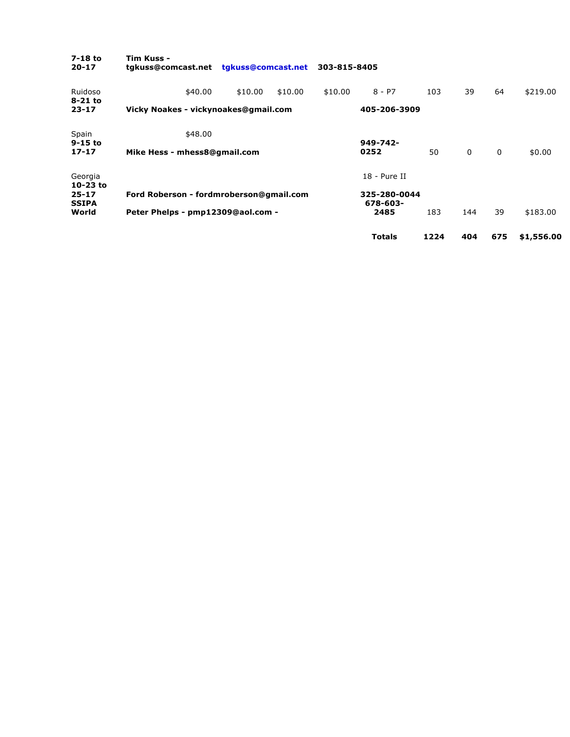| | | | | | | | | | | |
|---|---|---|---|---|---|---|---|---|---|---|
| **7-18 to 20-17** | **Tim Kuss - tgkuss@comcast.net** | **tgkuss@comcast.net** | | **303-815-8405** | | | | | | |
| Ruidoso | $40.00 | $10.00 | $10.00 | $10.00 | 8 - P7 | 103 | 39 | 64 | $219.00 |
| **8-21 to 23-17** | **Vicky Noakes - vickynoakes@gmail.com** | | | | **405-206-3909** | | | | |
| Spain | $48.00 | | | | | | | | |
| **9-15 to 17-17** | **Mike Hess - mhess8@gmail.com** | | | | **949-742-0252** | 50 | 0 | 0 | $0.00 |
| Georgia | | | | | 18 - Pure II | | | | |
| **10-23 to 25-17** | **Ford Roberson - fordmroberson@gmail.com** | | | | **325-280-0044** | | | | |
| **SSIPA World** | **Peter Phelps - pmp12309@aol.com -** | | | | **678-603-2485** | 183 | 144 | 39 | $183.00 |
| | | | | | **Totals** | **1224** | **404** | **675** | **$1,556.00** |